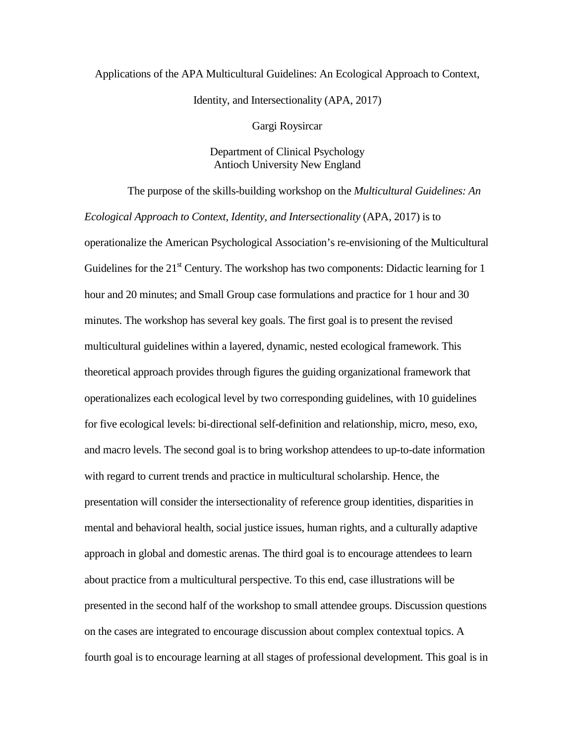# Applications of the APA Multicultural Guidelines: An Ecological Approach to Context, Identity, and Intersectionality (APA, 2017)

Gargi Roysircar

Department of Clinical Psychology
Antioch University New England

The purpose of the skills-building workshop on the *Multicultural Guidelines: An Ecological Approach to Context, Identity, and Intersectionality* (APA, 2017) is to operationalize the American Psychological Association's re-envisioning of the Multicultural Guidelines for the 21st Century. The workshop has two components: Didactic learning for 1 hour and 20 minutes; and Small Group case formulations and practice for 1 hour and 30 minutes. The workshop has several key goals. The first goal is to present the revised multicultural guidelines within a layered, dynamic, nested ecological framework. This theoretical approach provides through figures the guiding organizational framework that operationalizes each ecological level by two corresponding guidelines, with 10 guidelines for five ecological levels: bi-directional self-definition and relationship, micro, meso, exo, and macro levels. The second goal is to bring workshop attendees to up-to-date information with regard to current trends and practice in multicultural scholarship. Hence, the presentation will consider the intersectionality of reference group identities, disparities in mental and behavioral health, social justice issues, human rights, and a culturally adaptive approach in global and domestic arenas. The third goal is to encourage attendees to learn about practice from a multicultural perspective. To this end, case illustrations will be presented in the second half of the workshop to small attendee groups. Discussion questions on the cases are integrated to encourage discussion about complex contextual topics. A fourth goal is to encourage learning at all stages of professional development. This goal is in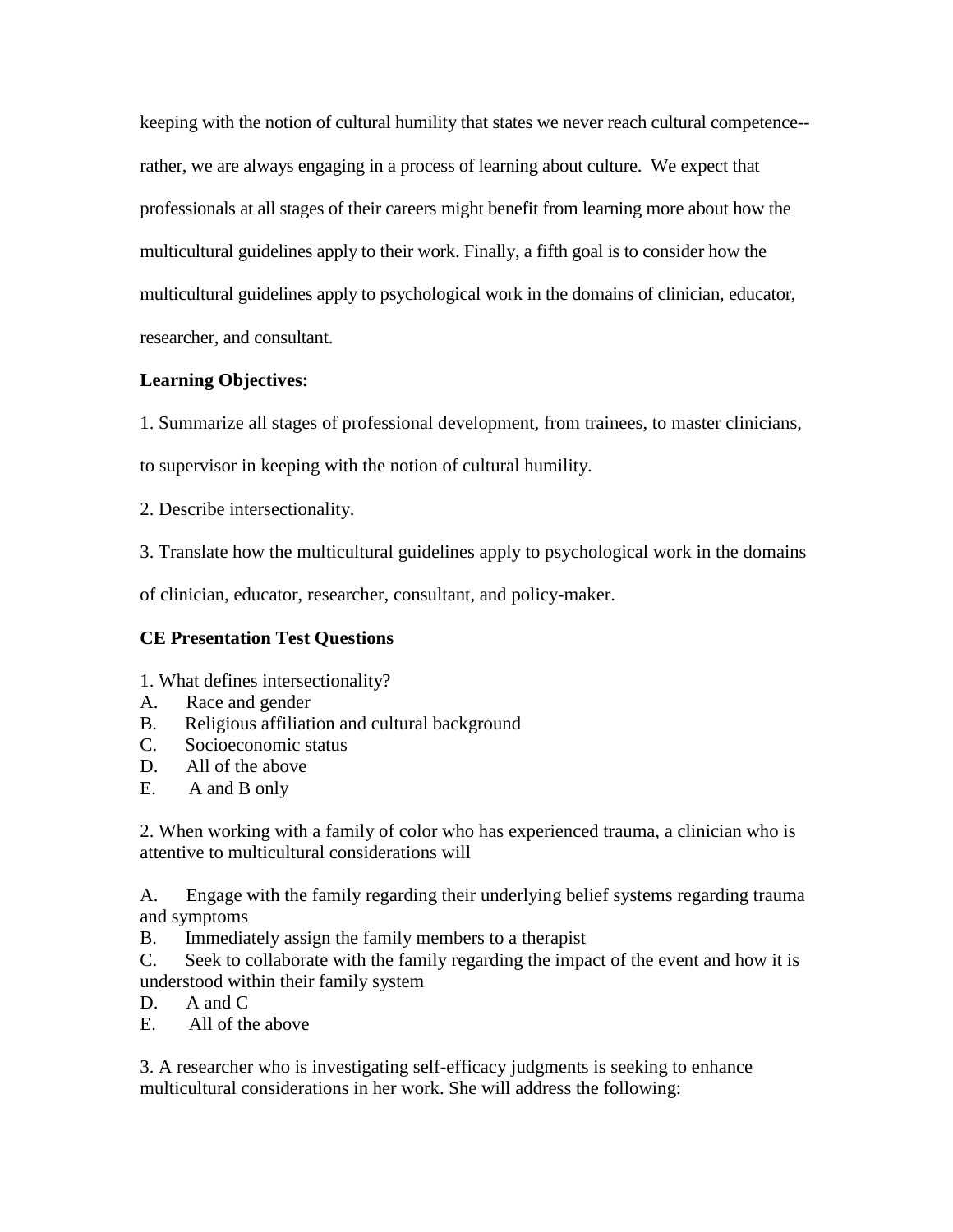keeping with the notion of cultural humility that states we never reach cultural competence--rather, we are always engaging in a process of learning about culture. We expect that professionals at all stages of their careers might benefit from learning more about how the multicultural guidelines apply to their work. Finally, a fifth goal is to consider how the multicultural guidelines apply to psychological work in the domains of clinician, educator, researcher, and consultant.

**Learning Objectives:**

1. Summarize all stages of professional development, from trainees, to master clinicians, to supervisor in keeping with the notion of cultural humility.

2. Describe intersectionality.

3. Translate how the multicultural guidelines apply to psychological work in the domains of clinician, educator, researcher, consultant, and policy-maker.

**CE Presentation Test Questions**

1. What defines intersectionality?
A. Race and gender
B. Religious affiliation and cultural background
C. Socioeconomic status
D. All of the above
E. A and B only

2. When working with a family of color who has experienced trauma, a clinician who is attentive to multicultural considerations will

A. Engage with the family regarding their underlying belief systems regarding trauma and symptoms
B. Immediately assign the family members to a therapist
C. Seek to collaborate with the family regarding the impact of the event and how it is understood within their family system
D. A and C
E. All of the above

3. A researcher who is investigating self-efficacy judgments is seeking to enhance multicultural considerations in her work. She will address the following: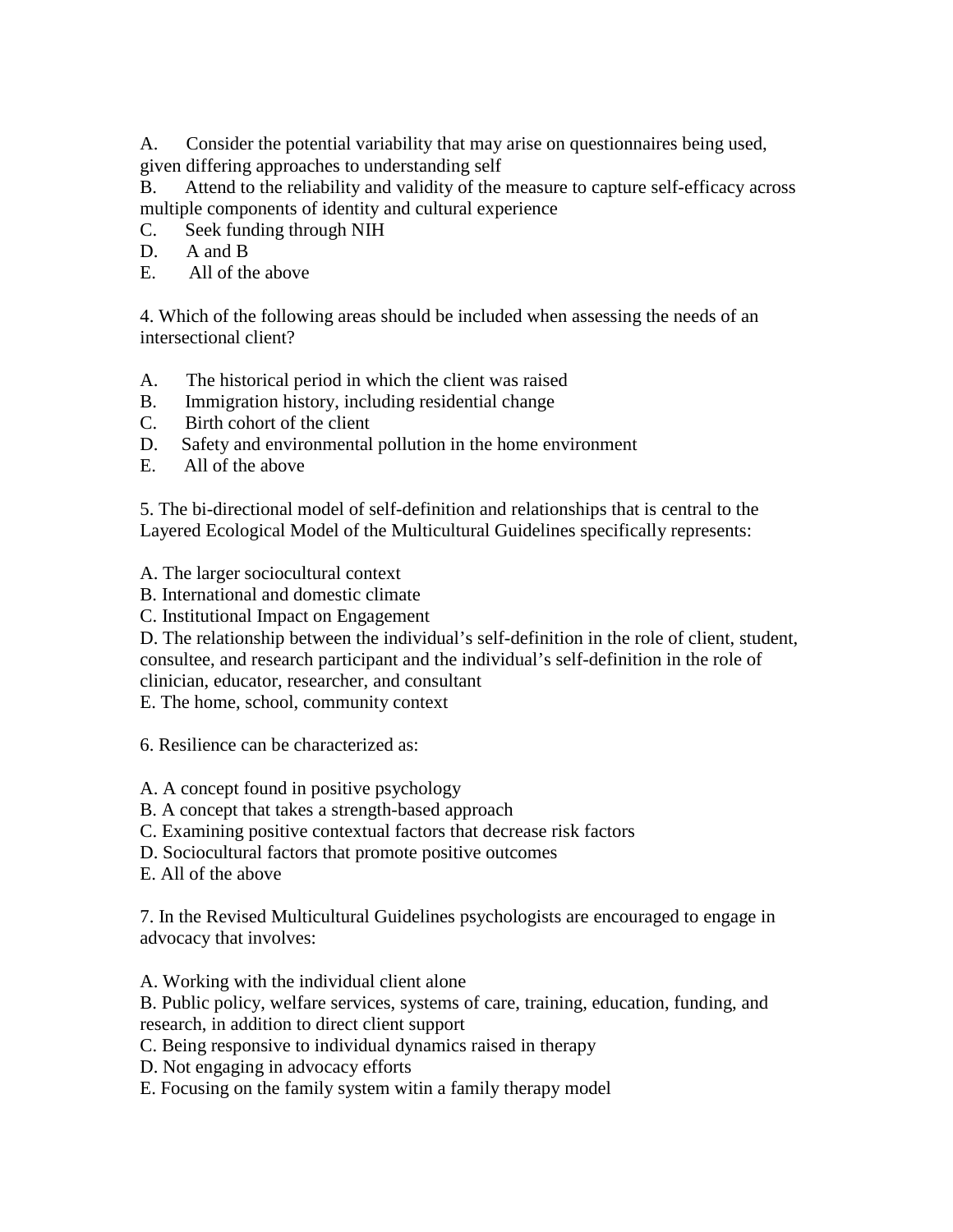A. Consider the potential variability that may arise on questionnaires being used, given differing approaches to understanding self

B. Attend to the reliability and validity of the measure to capture self-efficacy across multiple components of identity and cultural experience

C. Seek funding through NIH

D. A and B

E. All of the above

4. Which of the following areas should be included when assessing the needs of an intersectional client?

A. The historical period in which the client was raised

B. Immigration history, including residential change

C. Birth cohort of the client

D. Safety and environmental pollution in the home environment

E. All of the above

5. The bi-directional model of self-definition and relationships that is central to the Layered Ecological Model of the Multicultural Guidelines specifically represents:

A. The larger sociocultural context

B. International and domestic climate

C. Institutional Impact on Engagement

D. The relationship between the individual's self-definition in the role of client, student, consultee, and research participant and the individual's self-definition in the role of clinician, educator, researcher, and consultant

E. The home, school, community context

6. Resilience can be characterized as:

A. A concept found in positive psychology

B. A concept that takes a strength-based approach

C. Examining positive contextual factors that decrease risk factors

D. Sociocultural factors that promote positive outcomes

E. All of the above

7. In the Revised Multicultural Guidelines psychologists are encouraged to engage in advocacy that involves:

A. Working with the individual client alone

B. Public policy, welfare services, systems of care, training, education, funding, and research, in addition to direct client support

C. Being responsive to individual dynamics raised in therapy

D. Not engaging in advocacy efforts

E. Focusing on the family system witin a family therapy model